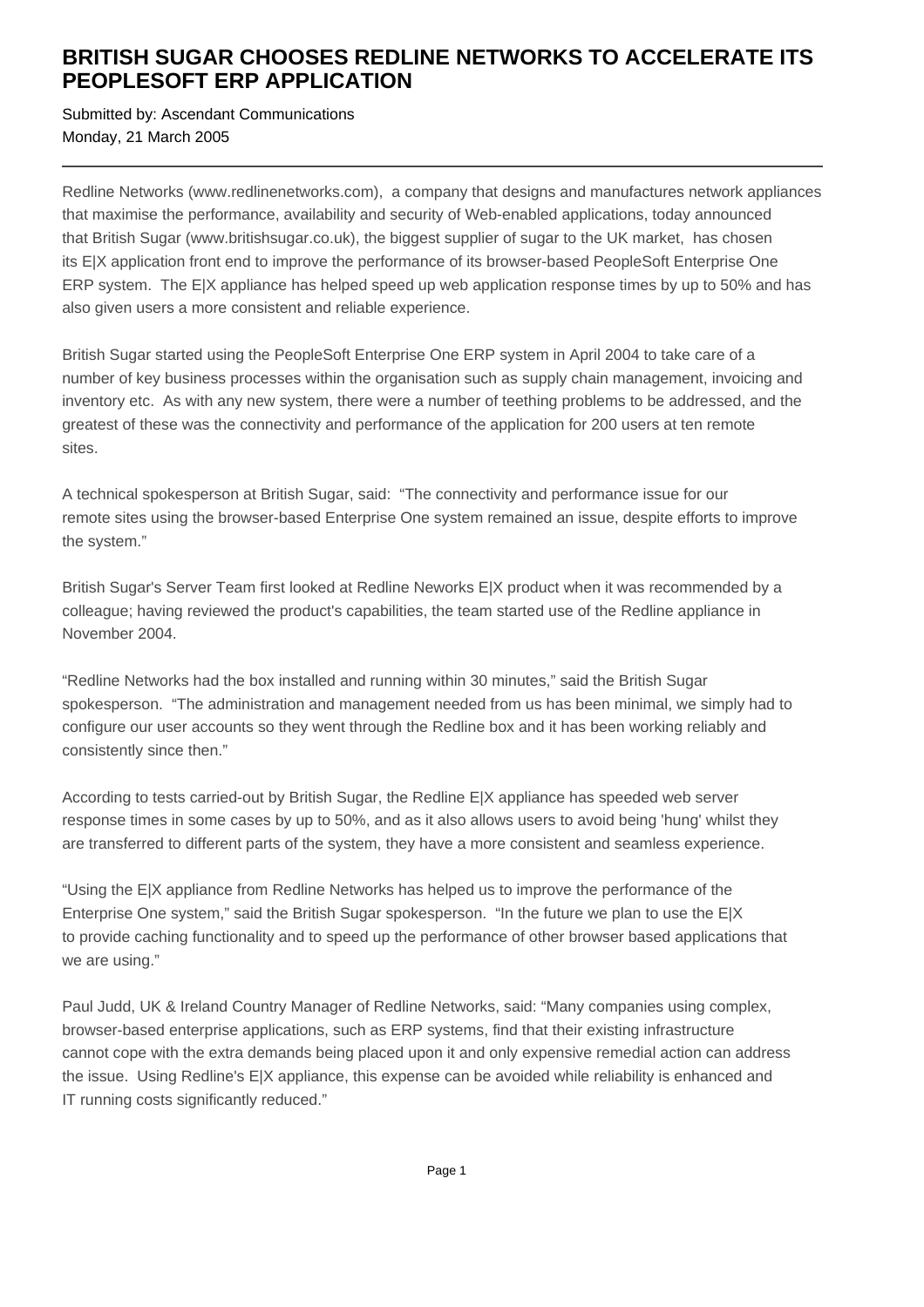# BRITISH SUGAR CHOOSES REDLINE NETWORKS TO ACCELERATE ITS PEOPLESOFT ERP APPLICATION

Submitted by: Ascendant Communications
Monday, 21 March 2005

---

Redline Networks (www.redlinenetworks.com), a company that designs and manufactures network appliances that maximise the performance, availability and security of Web-enabled applications, today announced that British Sugar (www.britishsugar.co.uk), the biggest supplier of sugar to the UK market, has chosen its E|X application front end to improve the performance of its browser-based PeopleSoft Enterprise One ERP system. The E|X appliance has helped speed up web application response times by up to 50% and has also given users a more consistent and reliable experience.

British Sugar started using the PeopleSoft Enterprise One ERP system in April 2004 to take care of a number of key business processes within the organisation such as supply chain management, invoicing and inventory etc. As with any new system, there were a number of teething problems to be addressed, and the greatest of these was the connectivity and performance of the application for 200 users at ten remote sites.

A technical spokesperson at British Sugar, said: "The connectivity and performance issue for our remote sites using the browser-based Enterprise One system remained an issue, despite efforts to improve the system."

British Sugar's Server Team first looked at Redline Neworks E|X product when it was recommended by a colleague; having reviewed the product's capabilities, the team started use of the Redline appliance in November 2004.

"Redline Networks had the box installed and running within 30 minutes," said the British Sugar spokesperson. "The administration and management needed from us has been minimal, we simply had to configure our user accounts so they went through the Redline box and it has been working reliably and consistently since then."

According to tests carried-out by British Sugar, the Redline E|X appliance has speeded web server response times in some cases by up to 50%, and as it also allows users to avoid being 'hung' whilst they are transferred to different parts of the system, they have a more consistent and seamless experience.

"Using the E|X appliance from Redline Networks has helped us to improve the performance of the Enterprise One system," said the British Sugar spokesperson. "In the future we plan to use the E|X to provide caching functionality and to speed up the performance of other browser based applications that we are using."

Paul Judd, UK & Ireland Country Manager of Redline Networks, said: "Many companies using complex, browser-based enterprise applications, such as ERP systems, find that their existing infrastructure cannot cope with the extra demands being placed upon it and only expensive remedial action can address the issue. Using Redline's E|X appliance, this expense can be avoided while reliability is enhanced and IT running costs significantly reduced."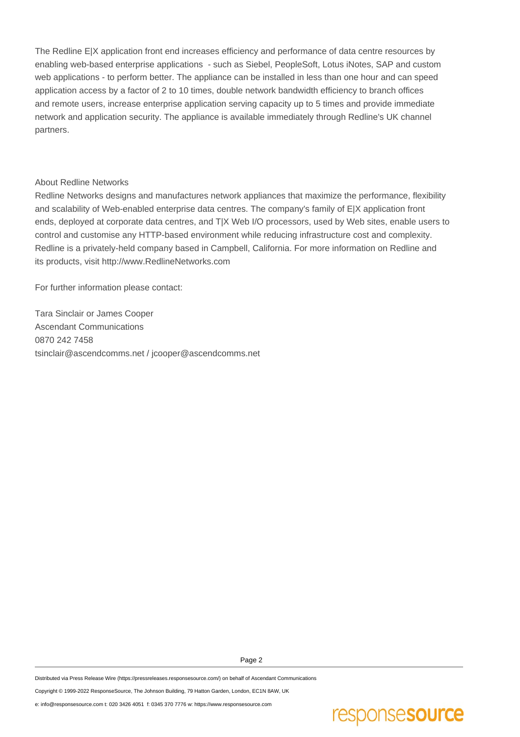The Redline E|X application front end increases efficiency and performance of data centre resources by enabling web-based enterprise applications - such as Siebel, PeopleSoft, Lotus iNotes, SAP and custom web applications - to perform better. The appliance can be installed in less than one hour and can speed application access by a factor of 2 to 10 times, double network bandwidth efficiency to branch offices and remote users, increase enterprise application serving capacity up to 5 times and provide immediate network and application security. The appliance is available immediately through Redline's UK channel partners.

About Redline Networks

Redline Networks designs and manufactures network appliances that maximize the performance, flexibility and scalability of Web-enabled enterprise data centres. The company's family of E|X application front ends, deployed at corporate data centres, and T|X Web I/O processors, used by Web sites, enable users to control and customise any HTTP-based environment while reducing infrastructure cost and complexity. Redline is a privately-held company based in Campbell, California. For more information on Redline and its products, visit http://www.RedlineNetworks.com

For further information please contact:

Tara Sinclair or James Cooper
Ascendant Communications
0870 242 7458
tsinclair@ascendcomms.net / jcooper@ascendcomms.net